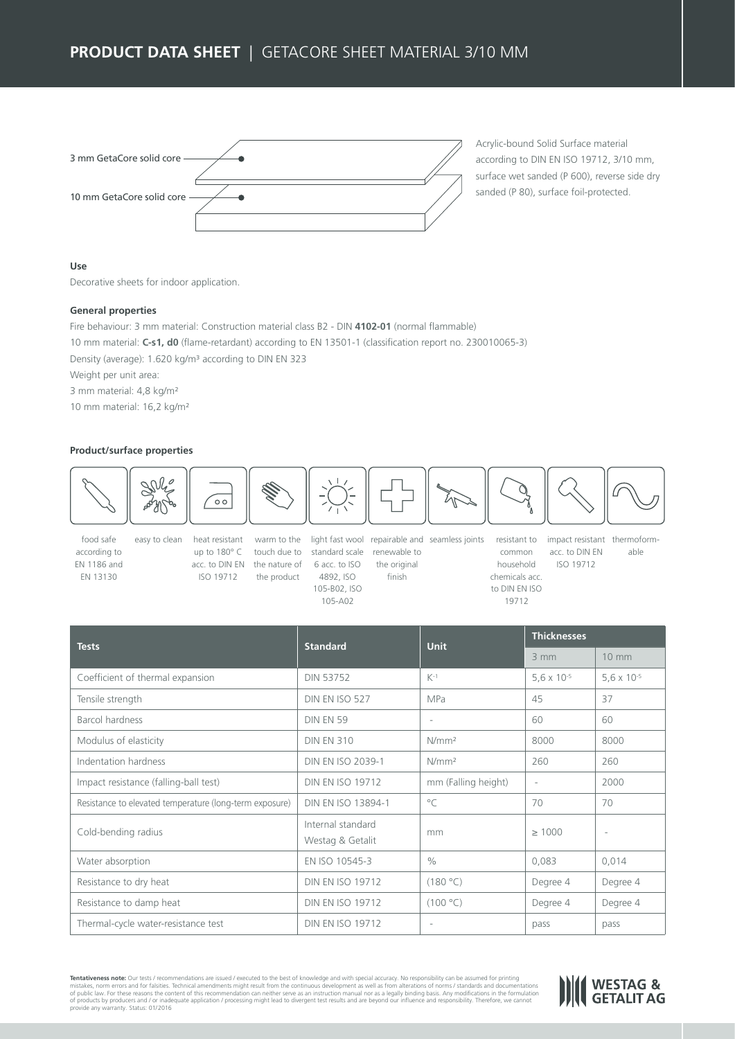# PRODUCT DATA SHEET | GETACORE SHEET MATERIAL 3/10 MM

3 mm GetaCore solid core

10 mm GetaCore solid core

Acrylic-bound Solid Surface material according to DIN EN ISO 19712, 3/10 mm, surface wet sanded (P 600), reverse side dry sanded (P 80), surface foil-protected.

**Use**

Decorative sheets for indoor application.

**General properties**

Fire behaviour: 3 mm material: Construction material class B2 - DIN **4102-01** (normal flammable)
10 mm material: **C-s1, d0** (flame-retardant) according to EN 13501-1 (classification report no. 230010065-3)
Density (average): 1.620 kg/m³ according to DIN EN 323
Weight per unit area:
3 mm material: 4,8 kg/m²
10 mm material: 16,2 kg/m²

**Product/surface properties**

- food safe according to EN 1186 and EN 13130
- easy to clean
- heat resistant up to 180° C acc. to DIN EN ISO 19712
- warm to the touch due to the nature of the product
- light fast wool standard scale 6 acc. to ISO 4892, ISO 105-B02, ISO 105-A02
- repairable and renewable to the original finish
- seamless joints
- resistant to common household chemicals acc. to DIN EN ISO 19712
- impact resistant acc. to DIN EN ISO 19712
- thermoformable

| Tests | Standard | Unit | Thicknesses | |
|---|---|---|---|---|
| | | | 3 mm | 10 mm |
| Coefficient of thermal expansion | DIN 53752 | $K^{-1}$ | $5,6 \times 10^{-5}$ | $5,6 \times 10^{-5}$ |
| Tensile strength | DIN EN ISO 527 | MPa | 45 | 37 |
| Barcol hardness | DIN EN 59 | - | 60 | 60 |
| Modulus of elasticity | DIN EN 310 | N/mm² | 8000 | 8000 |
| Indentation hardness | DIN EN ISO 2039-1 | N/mm² | 260 | 260 |
| Impact resistance (falling-ball test) | DIN EN ISO 19712 | mm (Falling height) | - | 2000 |
| Resistance to elevated temperature (long-term exposure) | DIN EN ISO 13894-1 | °C | 70 | 70 |
| Cold-bending radius | Internal standard Westag & Getalit | mm | ≥ 1000 | - |
| Water absorption | EN ISO 10545-3 | % | 0,083 | 0,014 |
| Resistance to dry heat | DIN EN ISO 19712 | (180 °C) | Degree 4 | Degree 4 |
| Resistance to damp heat | DIN EN ISO 19712 | (100 °C) | Degree 4 | Degree 4 |
| Thermal-cycle water-resistance test | DIN EN ISO 19712 | - | pass | pass |

**Tentativeness note:** Our tests / recommendations are issued / executed to the best of knowledge and with special accuracy. No responsibility can be assumed for printing mistakes, norm errors and for falsities. Technical amendments might result from the continuous development as well as from alterations of norms / standards and documentations of public law. For these reasons the content of this recommendation can neither serve as an instruction manual nor as a legally binding basis. Any modifications in the formulation of products by producers and / or inadequate application / processing might lead to divergent test results and are beyond our influence and responsibility. Therefore, we cannot provide any warranty. Status: 01/2016

WESTAG & GETALIT AG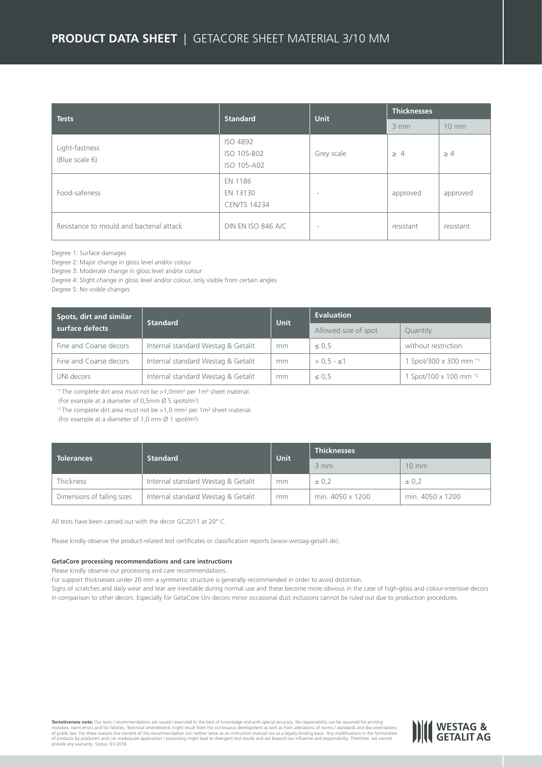# PRODUCT DATA SHEET | GETACORE SHEET MATERIAL 3/10 MM

| Tests | Standard | Unit | Thicknesses | |
|---|---|---|---|---|
| | | | 3 mm | 10 mm |
| Light-fastness (Blue scale 6) | ISO 4892 ISO 105-B02 ISO 105-A02 | Grey scale | ≥ 4 | ≥ 4 |
| Food-safeness | EN 1186 EN 13130 CEN/TS 14234 | - | approved | approved |
| Resistance to mould and bacterial attack | DIN EN ISO 846 A/C | - | resistant | resistant |

Degree 1: Surface damages
Degree 2: Major change in gloss level and/or colour
Degree 3: Moderate change in gloss level and/or colour
Degree 4: Slight change in gloss level and/or colour, only visible from certain angles
Degree 5: No visible changes

| Spots, dirt and similar surface defects | Standard | Unit | Evaluation | |
|---|---|---|---|---|
| | | | Allowed size of spot | Quantity |
| Fine and Coarse decors | Internal standard Westag & Getalit | mm | ≤ 0,5 | without restriction |
| Fine and Coarse decors | Internal standard Westag & Getalit | mm | > 0,5 - ≤1 | 1 Spot/300 x 300 mm *1 |
| UNI decors | Internal standard Westag & Getalit | mm | ≤ 0,5 | 1 Spot/100 x 100 mm *2 |

*1 The complete dirt area must not be >1,0mm² per 1m² sheet material.
(For example at a diameter of 0,5mm Ø 5 spots/m²)
*2 The complete dirt area must not be >1,0 mm² per 1m² sheet material.
(For example at a diameter of 1,0 mm Ø 1 spot/m²)

| Tolerances | Standard | Unit | Thicknesses | |
|---|---|---|---|---|
| | | | 3 mm | 10 mm |
| Thickness | Internal standard Westag & Getalit | mm | ± 0,2 | ± 0,2 |
| Dimensions of falling sizes | Internal standard Westag & Getalit | mm | min. 4050 x 1200 | min. 4050 x 1200 |

All tests have been carried out with the decor GC2011 at 20° C.

Please kindly observe the product-related test certificates or classification reports (www.westag-getalit.de).

**GetaCore processing recommendations and care instructions**

Please kindly observe our processing and care recommendations.
For support thicknesses under 20 mm a symmetric structure is generally recommended in order to avoid distortion.
Signs of scratches and daily wear and tear are inevitable during normal use and these become more obvious in the case of high-gloss and colour-intensive decors in comparison to other decors. Especially for GetaCore Uni decors minor occasional dust inclusions cannot be ruled out due to production procedures.

**Tentativeness note:** Our tests / recommendations are issued / executed to the best of knowledge and with special accuracy. No responsibility can be assumed for printing mistakes, norm errors and for falsities. Technical amendments might result from the continuous development as well as from alterations of norms / standards and documentations of public law. For these reasons the content of this recommendation can neither serve as an instruction manual nor as a legally binding basis. Any modifications in the formulation of products by producers and / or inadequate application / processing might lead to divergent test results and are beyond our influence and responsibility. Therefore, we cannot provide any warranty. Status: 01/2016

WESTAG & GETALIT AG